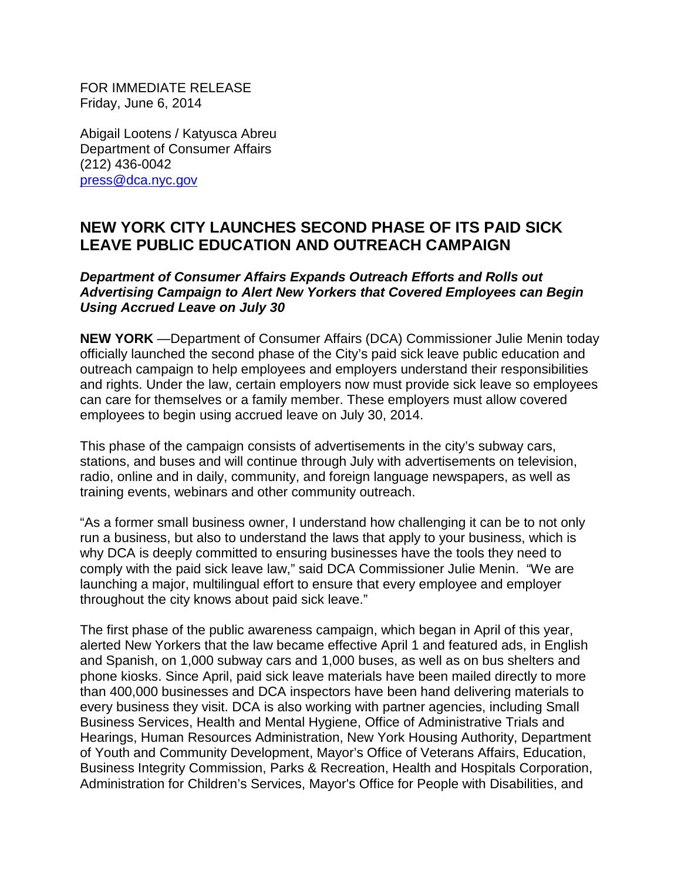FOR IMMEDIATE RELEASE
Friday, June 6, 2014

Abigail Lootens / Katyusca Abreu
Department of Consumer Affairs
(212) 436-0042
press@dca.nyc.gov

## NEW YORK CITY LAUNCHES SECOND PHASE OF ITS PAID SICK LEAVE PUBLIC EDUCATION AND OUTREACH CAMPAIGN

***Department of Consumer Affairs Expands Outreach Efforts and Rolls out Advertising Campaign to Alert New Yorkers that Covered Employees can Begin Using Accrued Leave on July 30***

**NEW YORK** —Department of Consumer Affairs (DCA) Commissioner Julie Menin today officially launched the second phase of the City's paid sick leave public education and outreach campaign to help employees and employers understand their responsibilities and rights. Under the law, certain employers now must provide sick leave so employees can care for themselves or a family member. These employers must allow covered employees to begin using accrued leave on July 30, 2014.

This phase of the campaign consists of advertisements in the city's subway cars, stations, and buses and will continue through July with advertisements on television, radio, online and in daily, community, and foreign language newspapers, as well as training events, webinars and other community outreach.

"As a former small business owner, I understand how challenging it can be to not only run a business, but also to understand the laws that apply to your business, which is why DCA is deeply committed to ensuring businesses have the tools they need to comply with the paid sick leave law," said DCA Commissioner Julie Menin. "We are launching a major, multilingual effort to ensure that every employee and employer throughout the city knows about paid sick leave."

The first phase of the public awareness campaign, which began in April of this year, alerted New Yorkers that the law became effective April 1 and featured ads, in English and Spanish, on 1,000 subway cars and 1,000 buses, as well as on bus shelters and phone kiosks. Since April, paid sick leave materials have been mailed directly to more than 400,000 businesses and DCA inspectors have been hand delivering materials to every business they visit. DCA is also working with partner agencies, including Small Business Services, Health and Mental Hygiene, Office of Administrative Trials and Hearings, Human Resources Administration, New York Housing Authority, Department of Youth and Community Development, Mayor's Office of Veterans Affairs, Education, Business Integrity Commission, Parks & Recreation, Health and Hospitals Corporation, Administration for Children's Services, Mayor's Office for People with Disabilities, and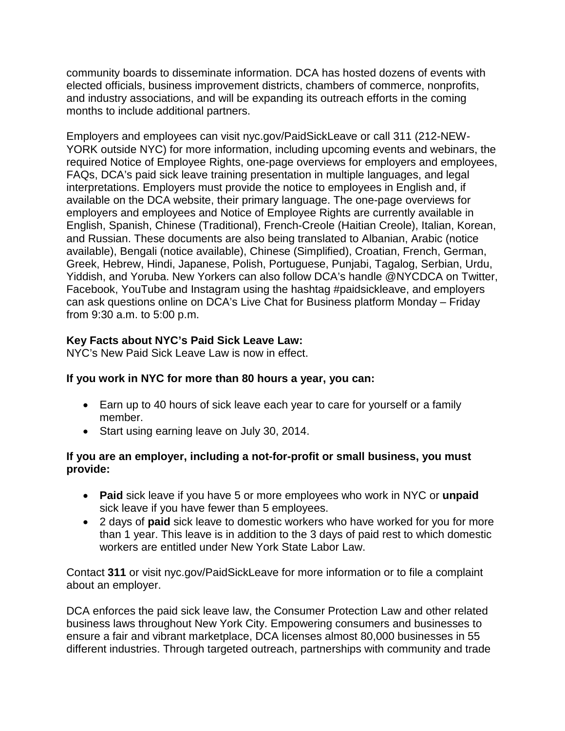community boards to disseminate information. DCA has hosted dozens of events with elected officials, business improvement districts, chambers of commerce, nonprofits, and industry associations, and will be expanding its outreach efforts in the coming months to include additional partners.

Employers and employees can visit nyc.gov/PaidSickLeave or call 311 (212-NEW-YORK outside NYC) for more information, including upcoming events and webinars, the required Notice of Employee Rights, one-page overviews for employers and employees, FAQs, DCA's paid sick leave training presentation in multiple languages, and legal interpretations. Employers must provide the notice to employees in English and, if available on the DCA website, their primary language. The one-page overviews for employers and employees and Notice of Employee Rights are currently available in English, Spanish, Chinese (Traditional), French-Creole (Haitian Creole), Italian, Korean, and Russian. These documents are also being translated to Albanian, Arabic (notice available), Bengali (notice available), Chinese (Simplified), Croatian, French, German, Greek, Hebrew, Hindi, Japanese, Polish, Portuguese, Punjabi, Tagalog, Serbian, Urdu, Yiddish, and Yoruba. New Yorkers can also follow DCA's handle @NYCDCA on Twitter, Facebook, YouTube and Instagram using the hashtag #paidsickleave, and employers can ask questions online on DCA's Live Chat for Business platform Monday – Friday from 9:30 a.m. to 5:00 p.m.

**Key Facts about NYC's Paid Sick Leave Law:**
NYC's New Paid Sick Leave Law is now in effect.

**If you work in NYC for more than 80 hours a year, you can:**

- Earn up to 40 hours of sick leave each year to care for yourself or a family member.
- Start using earning leave on July 30, 2014.

**If you are an employer, including a not-for-profit or small business, you must provide:**

- **Paid** sick leave if you have 5 or more employees who work in NYC or **unpaid** sick leave if you have fewer than 5 employees.
- 2 days of **paid** sick leave to domestic workers who have worked for you for more than 1 year. This leave is in addition to the 3 days of paid rest to which domestic workers are entitled under New York State Labor Law.

Contact **311** or visit nyc.gov/PaidSickLeave for more information or to file a complaint about an employer.

DCA enforces the paid sick leave law, the Consumer Protection Law and other related business laws throughout New York City. Empowering consumers and businesses to ensure a fair and vibrant marketplace, DCA licenses almost 80,000 businesses in 55 different industries. Through targeted outreach, partnerships with community and trade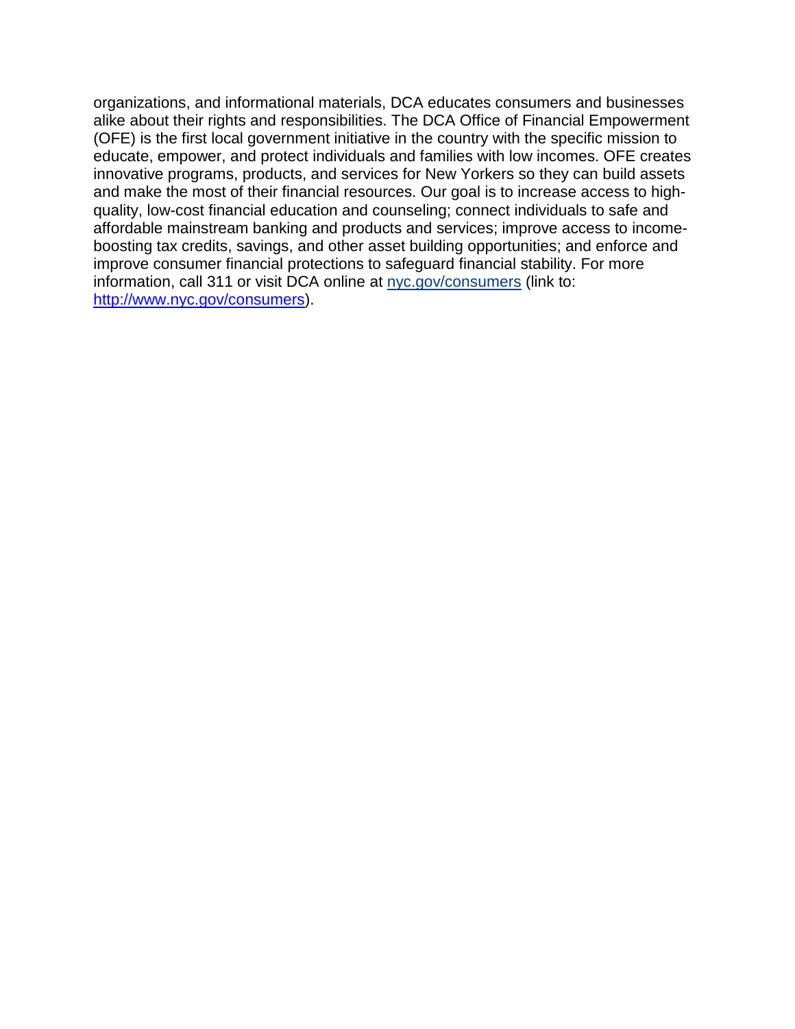organizations, and informational materials, DCA educates consumers and businesses alike about their rights and responsibilities. The DCA Office of Financial Empowerment (OFE) is the first local government initiative in the country with the specific mission to educate, empower, and protect individuals and families with low incomes. OFE creates innovative programs, products, and services for New Yorkers so they can build assets and make the most of their financial resources. Our goal is to increase access to high-quality, low-cost financial education and counseling; connect individuals to safe and affordable mainstream banking and products and services; improve access to income-boosting tax credits, savings, and other asset building opportunities; and enforce and improve consumer financial protections to safeguard financial stability. For more information, call 311 or visit DCA online at [nyc.gov/consumers](http://www.nyc.gov/consumers) (link to: http://www.nyc.gov/consumers).